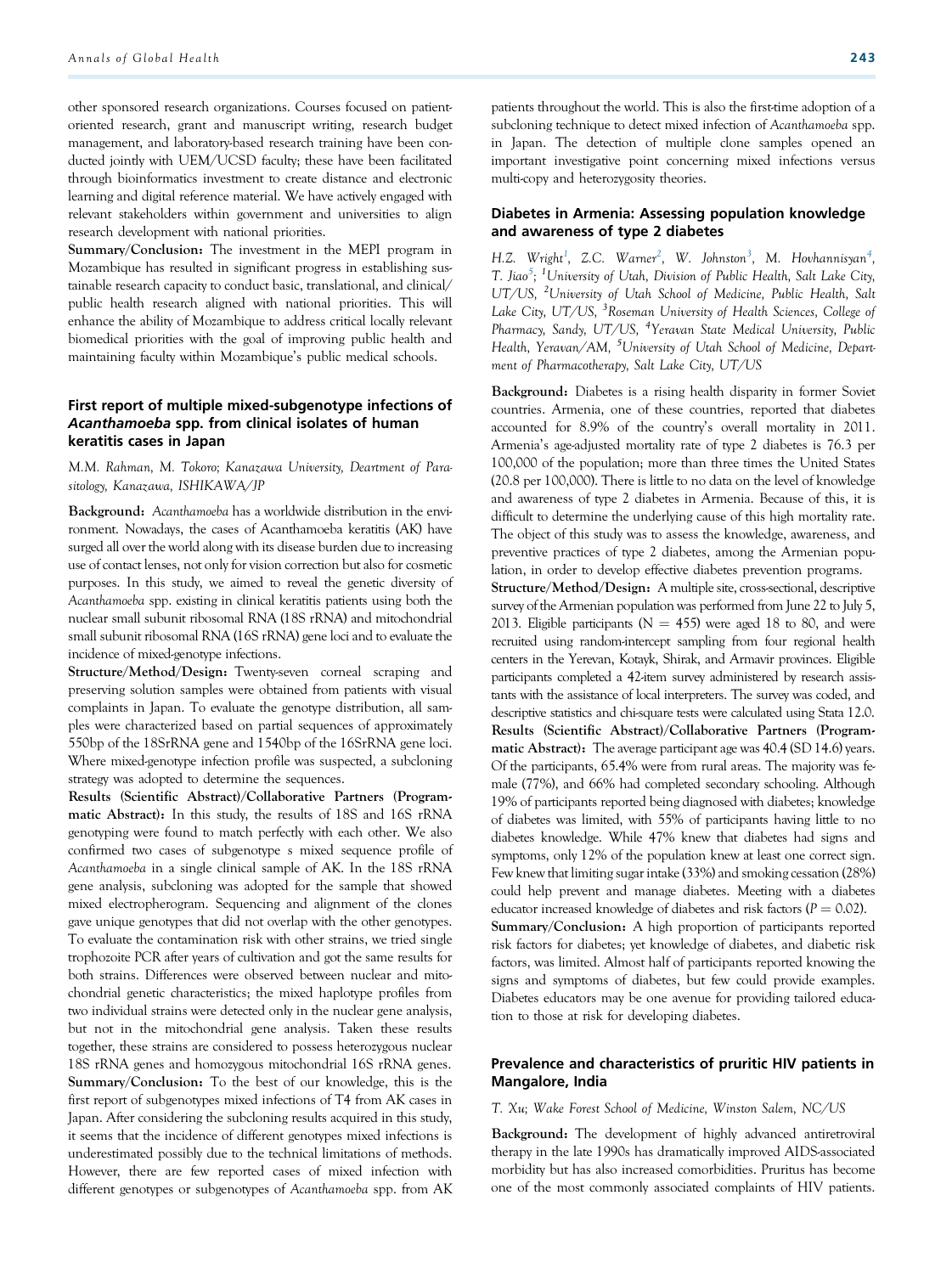other sponsored research organizations. Courses focused on patient-oriented research, grant and manuscript writing, research budget management, and laboratory-based research training have been conducted jointly with UEM/UCSD faculty; these have been facilitated through bioinformatics investment to create distance and electronic learning and digital reference material. We have actively engaged with relevant stakeholders within government and universities to align research development with national priorities.

**Summary/Conclusion:** The investment in the MEPI program in Mozambique has resulted in significant progress in establishing sustainable research capacity to conduct basic, translational, and clinical/ public health research aligned with national priorities. This will enhance the ability of Mozambique to address critical locally relevant biomedical priorities with the goal of improving public health and maintaining faculty within Mozambique's public medical schools.

## First report of multiple mixed-subgenotype infections of *Acanthamoeba* spp. from clinical isolates of human keratitis cases in Japan

*M.M. Rahman, M. Tokoro; Kanazawa University, Deartment of Parasitology, Kanazawa, ISHIKAWA/JP*

**Background:** *Acanthamoeba* has a worldwide distribution in the environment. Nowadays, the cases of Acanthamoeba keratitis (AK) have surged all over the world along with its disease burden due to increasing use of contact lenses, not only for vision correction but also for cosmetic purposes. In this study, we aimed to reveal the genetic diversity of *Acanthamoeba* spp. existing in clinical keratitis patients using both the nuclear small subunit ribosomal RNA (18S rRNA) and mitochondrial small subunit ribosomal RNA (16S rRNA) gene loci and to evaluate the incidence of mixed-genotype infections.

**Structure/Method/Design:** Twenty-seven corneal scraping and preserving solution samples were obtained from patients with visual complaints in Japan. To evaluate the genotype distribution, all samples were characterized based on partial sequences of approximately 550bp of the 18SrRNA gene and 1540bp of the 16SrRNA gene loci. Where mixed-genotype infection profile was suspected, a subcloning strategy was adopted to determine the sequences.

**Results (Scientific Abstract)/Collaborative Partners (Programmatic Abstract):** In this study, the results of 18S and 16S rRNA genotyping were found to match perfectly with each other. We also confirmed two cases of subgenotype s mixed sequence profile of *Acanthamoeba* in a single clinical sample of AK. In the 18S rRNA gene analysis, subcloning was adopted for the sample that showed mixed electropherogram. Sequencing and alignment of the clones gave unique genotypes that did not overlap with the other genotypes. To evaluate the contamination risk with other strains, we tried single trophozoite PCR after years of cultivation and got the same results for both strains. Differences were observed between nuclear and mitochondrial genetic characteristics; the mixed haplotype profiles from two individual strains were detected only in the nuclear gene analysis, but not in the mitochondrial gene analysis. Taken these results together, these strains are considered to possess heterozygous nuclear 18S rRNA genes and homozygous mitochondrial 16S rRNA genes.

**Summary/Conclusion:** To the best of our knowledge, this is the first report of subgenotypes mixed infections of T4 from AK cases in Japan. After considering the subcloning results acquired in this study, it seems that the incidence of different genotypes mixed infections is underestimated possibly due to the technical limitations of methods. However, there are few reported cases of mixed infection with different genotypes or subgenotypes of *Acanthamoeba* spp. from AK patients throughout the world. This is also the first-time adoption of a subcloning technique to detect mixed infection of *Acanthamoeba* spp. in Japan. The detection of multiple clone samples opened an important investigative point concerning mixed infections versus multi-copy and heterozygosity theories.

## Diabetes in Armenia: Assessing population knowledge and awareness of type 2 diabetes

*H.Z. Wright[1], Z.C. Warner[2], W. Johnston[3], M. Hovhannisyan[4], T. Jiao[5]; [1]University of Utah, Division of Public Health, Salt Lake City, UT/US, [2]University of Utah School of Medicine, Public Health, Salt Lake City, UT/US, [3]Roseman University of Health Sciences, College of Pharmacy, Sandy, UT/US, [4]Yeravan State Medical University, Public Health, Yeravan/AM, [5]University of Utah School of Medicine, Department of Pharmacotherapy, Salt Lake City, UT/US*

**Background:** Diabetes is a rising health disparity in former Soviet countries. Armenia, one of these countries, reported that diabetes accounted for 8.9% of the country's overall mortality in 2011. Armenia's age-adjusted mortality rate of type 2 diabetes is 76.3 per 100,000 of the population; more than three times the United States (20.8 per 100,000). There is little to no data on the level of knowledge and awareness of type 2 diabetes in Armenia. Because of this, it is difficult to determine the underlying cause of this high mortality rate. The object of this study was to assess the knowledge, awareness, and preventive practices of type 2 diabetes, among the Armenian population, in order to develop effective diabetes prevention programs.

**Structure/Method/Design:** A multiple site, cross-sectional, descriptive survey of the Armenian population was performed from June 22 to July 5, 2013. Eligible participants ($N = 455$) were aged 18 to 80, and were recruited using random-intercept sampling from four regional health centers in the Yerevan, Kotayk, Shirak, and Armavir provinces. Eligible participants completed a 42-item survey administered by research assistants with the assistance of local interpreters. The survey was coded, and descriptive statistics and chi-square tests were calculated using Stata 12.0.

**Results (Scientific Abstract)/Collaborative Partners (Programmatic Abstract):** The average participant age was 40.4 (SD 14.6) years. Of the participants, 65.4% were from rural areas. The majority was female (77%), and 66% had completed secondary schooling. Although 19% of participants reported being diagnosed with diabetes; knowledge of diabetes was limited, with 55% of participants having little to no diabetes knowledge. While 47% knew that diabetes had signs and symptoms, only 12% of the population knew at least one correct sign. Few knew that limiting sugar intake (33%) and smoking cessation (28%) could help prevent and manage diabetes. Meeting with a diabetes educator increased knowledge of diabetes and risk factors ($P = 0.02$).

**Summary/Conclusion:** A high proportion of participants reported risk factors for diabetes; yet knowledge of diabetes, and diabetic risk factors, was limited. Almost half of participants reported knowing the signs and symptoms of diabetes, but few could provide examples. Diabetes educators may be one avenue for providing tailored education to those at risk for developing diabetes.

## Prevalence and characteristics of pruritic HIV patients in Mangalore, India

*T. Xu; Wake Forest School of Medicine, Winston Salem, NC/US*

**Background:** The development of highly advanced antiretroviral therapy in the late 1990s has dramatically improved AIDS-associated morbidity but has also increased comorbidities. Pruritus has become one of the most commonly associated complaints of HIV patients.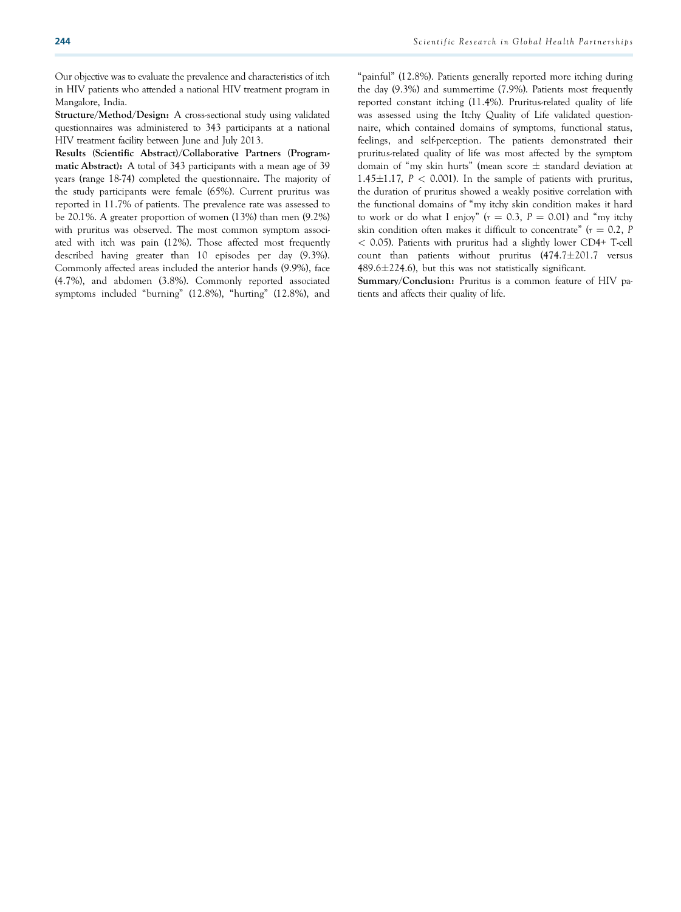Our objective was to evaluate the prevalence and characteristics of itch in HIV patients who attended a national HIV treatment program in Mangalore, India.

**Structure/Method/Design:** A cross-sectional study using validated questionnaires was administered to 343 participants at a national HIV treatment facility between June and July 2013.

**Results (Scientific Abstract)/Collaborative Partners (Programmatic Abstract):** A total of 343 participants with a mean age of 39 years (range 18-74) completed the questionnaire. The majority of the study participants were female (65%). Current pruritus was reported in 11.7% of patients. The prevalence rate was assessed to be 20.1%. A greater proportion of women (13%) than men (9.2%) with pruritus was observed. The most common symptom associated with itch was pain (12%). Those affected most frequently described having greater than 10 episodes per day (9.3%). Commonly affected areas included the anterior hands (9.9%), face (4.7%), and abdomen (3.8%). Commonly reported associated symptoms included "burning" (12.8%), "hurting" (12.8%), and "painful" (12.8%). Patients generally reported more itching during the day (9.3%) and summertime (7.9%). Patients most frequently reported constant itching (11.4%). Pruritus-related quality of life was assessed using the Itchy Quality of Life validated questionnaire, which contained domains of symptoms, functional status, feelings, and self-perception. The patients demonstrated their pruritus-related quality of life was most affected by the symptom domain of "my skin hurts" (mean score $\pm$ standard deviation at $1.45 \pm 1.17$, $P < 0.001$). In the sample of patients with pruritus, the duration of pruritus showed a weakly positive correlation with the functional domains of "my itchy skin condition makes it hard to work or do what I enjoy" ($r = 0.3$, $P = 0.01$) and "my itchy skin condition often makes it difficult to concentrate" ($r = 0.2$, $P < 0.05$). Patients with pruritus had a slightly lower CD4+ T-cell count than patients without pruritus ($474.7 \pm 201.7$ versus $489.6 \pm 224.6$), but this was not statistically significant.

**Summary/Conclusion:** Pruritus is a common feature of HIV patients and affects their quality of life.